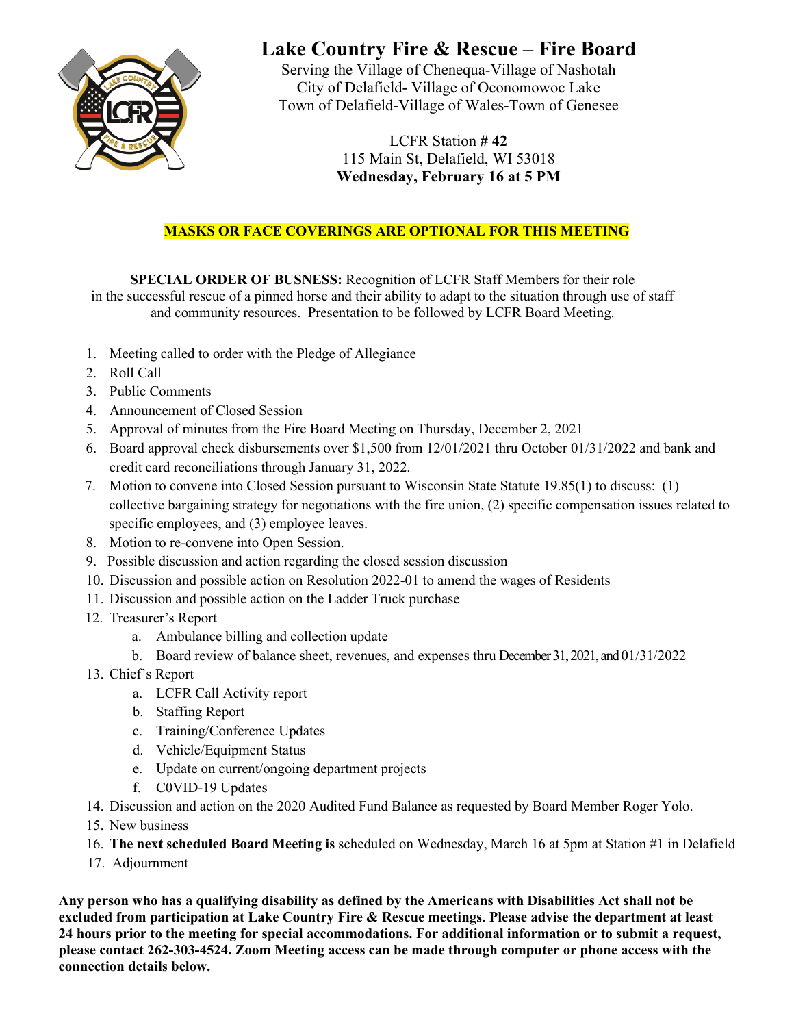# Lake Country Fire & Rescue – Fire Board

Serving the Village of Chenequa-Village of Nashotah
City of Delafield- Village of Oconomowoc Lake
Town of Delafield-Village of Wales-Town of Genesee

LCFR Station # **42**
115 Main St, Delafield, WI 53018
**Wednesday, February 16 at 5 PM**

**MASKS OR FACE COVERINGS ARE OPTIONAL FOR THIS MEETING**

**SPECIAL ORDER OF BUSNESS:** Recognition of LCFR Staff Members for their role in the successful rescue of a pinned horse and their ability to adapt to the situation through use of staff and community resources. Presentation to be followed by LCFR Board Meeting.

1. Meeting called to order with the Pledge of Allegiance
2. Roll Call
3. Public Comments
4. Announcement of Closed Session
5. Approval of minutes from the Fire Board Meeting on Thursday, December 2, 2021
6. Board approval check disbursements over $1,500 from 12/01/2021 thru October 01/31/2022 and bank and credit card reconciliations through January 31, 2022.
7. Motion to convene into Closed Session pursuant to Wisconsin State Statute 19.85(1) to discuss: (1) collective bargaining strategy for negotiations with the fire union, (2) specific compensation issues related to specific employees, and (3) employee leaves.
8. Motion to re-convene into Open Session.
9. Possible discussion and action regarding the closed session discussion
10. Discussion and possible action on Resolution 2022-01 to amend the wages of Residents
11. Discussion and possible action on the Ladder Truck purchase
12. Treasurer's Report
    a. Ambulance billing and collection update
    b. Board review of balance sheet, revenues, and expenses thru December 31, 2021, and 01/31/2022
13. Chief's Report
    a. LCFR Call Activity report
    b. Staffing Report
    c. Training/Conference Updates
    d. Vehicle/Equipment Status
    e. Update on current/ongoing department projects
    f. C0VID-19 Updates
14. Discussion and action on the 2020 Audited Fund Balance as requested by Board Member Roger Yolo.
15. New business
16. **The next scheduled Board Meeting is** scheduled on Wednesday, March 16 at 5pm at Station #1 in Delafield
17. Adjournment

**Any person who has a qualifying disability as defined by the Americans with Disabilities Act shall not be excluded from participation at Lake Country Fire & Rescue meetings. Please advise the department at least 24 hours prior to the meeting for special accommodations. For additional information or to submit a request, please contact 262-303-4524. Zoom Meeting access can be made through computer or phone access with the connection details below.**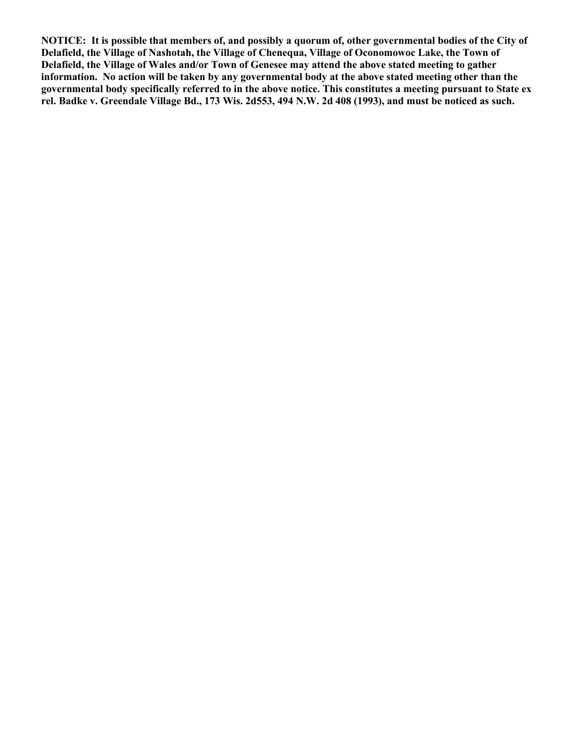**NOTICE: It is possible that members of, and possibly a quorum of, other governmental bodies of the City of Delafield, the Village of Nashotah, the Village of Chenequa, Village of Oconomowoc Lake, the Town of Delafield, the Village of Wales and/or Town of Genesee may attend the above stated meeting to gather information. No action will be taken by any governmental body at the above stated meeting other than the governmental body specifically referred to in the above notice. This constitutes a meeting pursuant to State ex rel. Badke v. Greendale Village Bd., 173 Wis. 2d553, 494 N.W. 2d 408 (1993), and must be noticed as such.**